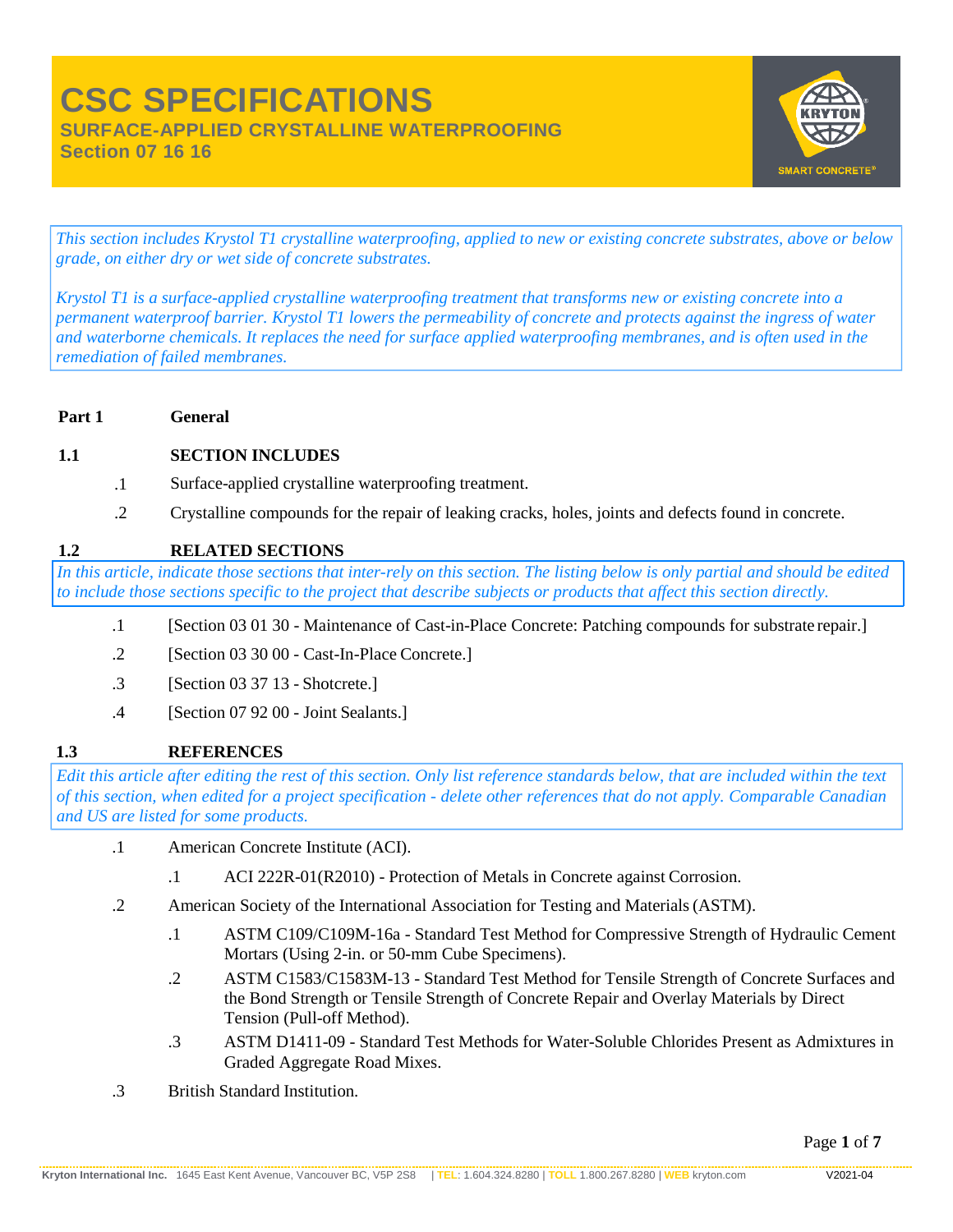# CSC SPECIFICATIONS

## SURFACE-APPLIED CRYSTALLINE WATERPROOFING

## Section 07 16 16

*This section includes Krystol T1 crystalline waterproofing, applied to new or existing concrete substrates, above or below grade, on either dry or wet side of concrete substrates.*

*Krystol T1 is a surface-applied crystalline waterproofing treatment that transforms new or existing concrete into a permanent waterproof barrier. Krystol T1 lowers the permeability of concrete and protects against the ingress of water and waterborne chemicals. It replaces the need for surface applied waterproofing membranes, and is often used in the remediation of failed membranes.*

**Part 1 General**

**1.1 SECTION INCLUDES**

.1 Surface-applied crystalline waterproofing treatment.

.2 Crystalline compounds for the repair of leaking cracks, holes, joints and defects found in concrete.

**1.2 RELATED SECTIONS**

*In this article, indicate those sections that inter-rely on this section. The listing below is only partial and should be edited to include those sections specific to the project that describe subjects or products that affect this section directly.*

.1 [Section 03 01 30 - Maintenance of Cast-in-Place Concrete: Patching compounds for substrate repair.]

.2 [Section 03 30 00 - Cast-In-Place Concrete.]

.3 [Section 03 37 13 - Shotcrete.]

.4 [Section 07 92 00 - Joint Sealants.]

**1.3 REFERENCES**

*Edit this article after editing the rest of this section. Only list reference standards below, that are included within the text of this section, when edited for a project specification - delete other references that do not apply. Comparable Canadian and US are listed for some products.*

.1 American Concrete Institute (ACI).

  .1 ACI 222R-01(R2010) - Protection of Metals in Concrete against Corrosion.

.2 American Society of the International Association for Testing and Materials (ASTM).

  .1 ASTM C109/C109M-16a - Standard Test Method for Compressive Strength of Hydraulic Cement Mortars (Using 2-in. or 50-mm Cube Specimens).

  .2 ASTM C1583/C1583M-13 - Standard Test Method for Tensile Strength of Concrete Surfaces and the Bond Strength or Tensile Strength of Concrete Repair and Overlay Materials by Direct Tension (Pull-off Method).

  .3 ASTM D1411-09 - Standard Test Methods for Water-Soluble Chlorides Present as Admixtures in Graded Aggregate Road Mixes.

.3 British Standard Institution.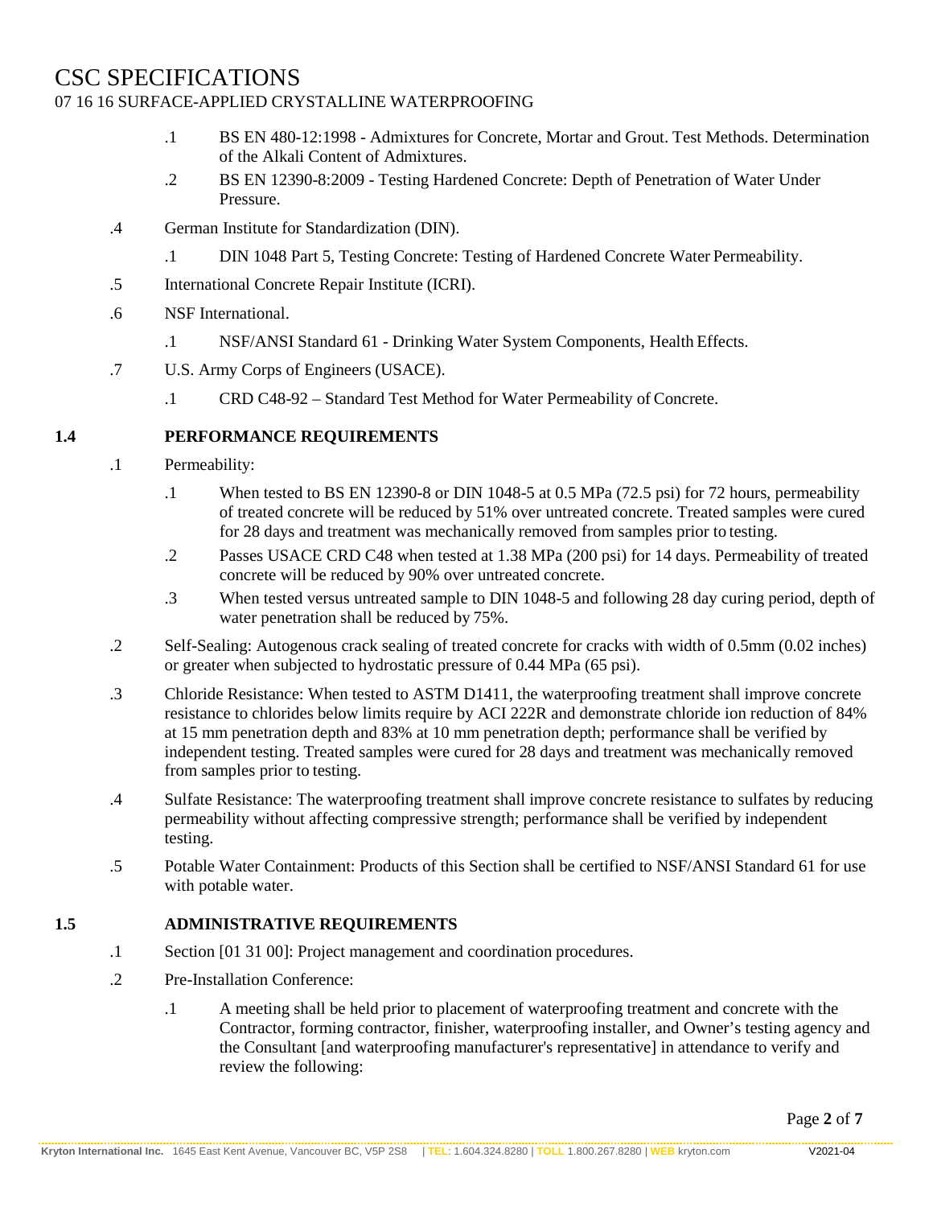- .1 BS EN 480-12:1998 - Admixtures for Concrete, Mortar and Grout. Test Methods. Determination of the Alkali Content of Admixtures.
- .2 BS EN 12390-8:2009 - Testing Hardened Concrete: Depth of Penetration of Water Under Pressure.

.4 German Institute for Standardization (DIN).

- .1 DIN 1048 Part 5, Testing Concrete: Testing of Hardened Concrete Water Permeability.

.5 International Concrete Repair Institute (ICRI).

.6 NSF International.

- .1 NSF/ANSI Standard 61 - Drinking Water System Components, Health Effects.

.7 U.S. Army Corps of Engineers (USACE).

- .1 CRD C48-92 – Standard Test Method for Water Permeability of Concrete.

## 1.4 PERFORMANCE REQUIREMENTS

.1 Permeability:

- .1 When tested to BS EN 12390-8 or DIN 1048-5 at 0.5 MPa (72.5 psi) for 72 hours, permeability of treated concrete will be reduced by 51% over untreated concrete. Treated samples were cured for 28 days and treatment was mechanically removed from samples prior to testing.
- .2 Passes USACE CRD C48 when tested at 1.38 MPa (200 psi) for 14 days. Permeability of treated concrete will be reduced by 90% over untreated concrete.
- .3 When tested versus untreated sample to DIN 1048-5 and following 28 day curing period, depth of water penetration shall be reduced by 75%.

.2 Self-Sealing: Autogenous crack sealing of treated concrete for cracks with width of 0.5mm (0.02 inches) or greater when subjected to hydrostatic pressure of 0.44 MPa (65 psi).

.3 Chloride Resistance: When tested to ASTM D1411, the waterproofing treatment shall improve concrete resistance to chlorides below limits require by ACI 222R and demonstrate chloride ion reduction of 84% at 15 mm penetration depth and 83% at 10 mm penetration depth; performance shall be verified by independent testing. Treated samples were cured for 28 days and treatment was mechanically removed from samples prior to testing.

.4 Sulfate Resistance: The waterproofing treatment shall improve concrete resistance to sulfates by reducing permeability without affecting compressive strength; performance shall be verified by independent testing.

.5 Potable Water Containment: Products of this Section shall be certified to NSF/ANSI Standard 61 for use with potable water.

## 1.5 ADMINISTRATIVE REQUIREMENTS

.1 Section [01 31 00]: Project management and coordination procedures.

.2 Pre-Installation Conference:

- .1 A meeting shall be held prior to placement of waterproofing treatment and concrete with the Contractor, forming contractor, finisher, waterproofing installer, and Owner's testing agency and the Consultant [and waterproofing manufacturer's representative] in attendance to verify and review the following: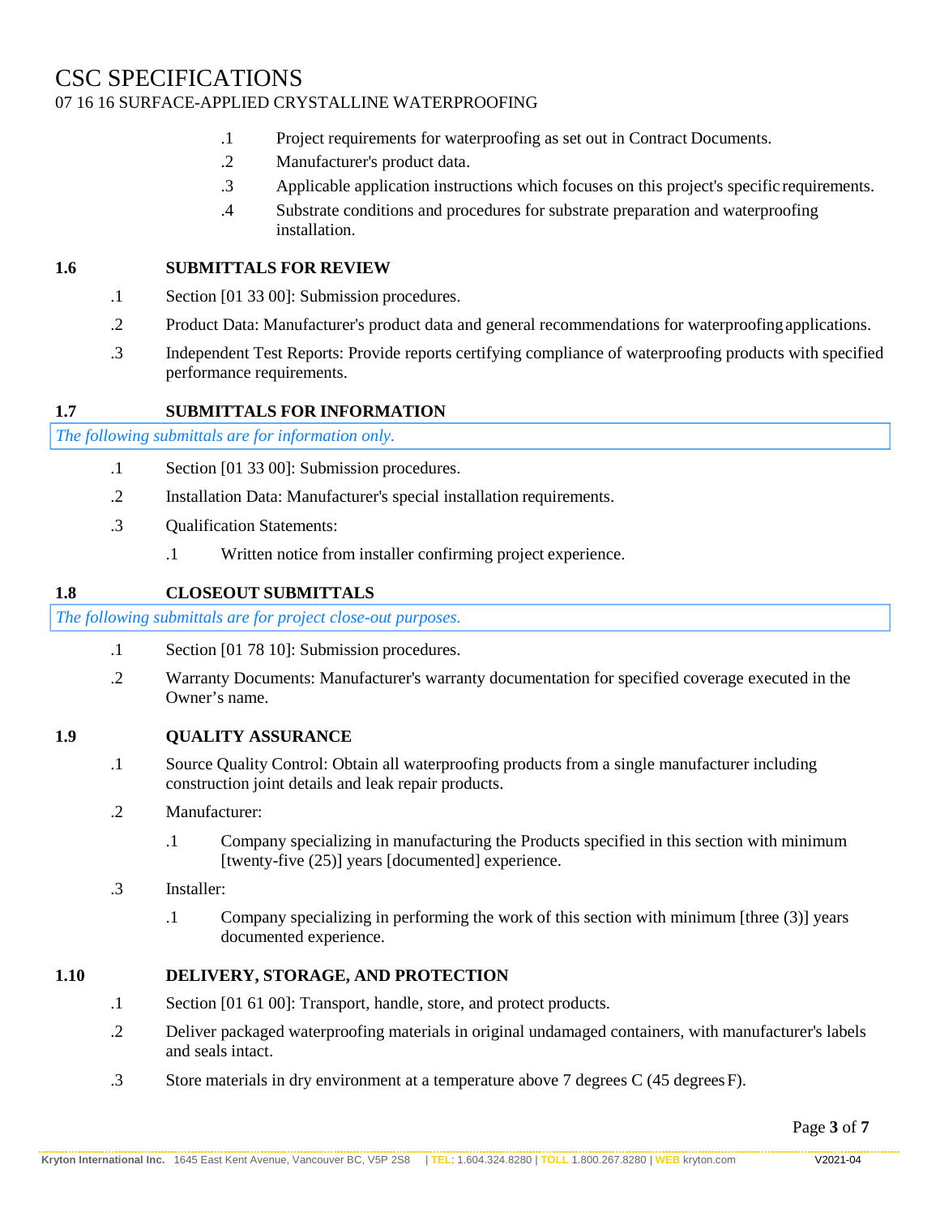.1 Project requirements for waterproofing as set out in Contract Documents.

.2 Manufacturer's product data.

.3 Applicable application instructions which focuses on this project's specific requirements.

.4 Substrate conditions and procedures for substrate preparation and waterproofing installation.

### 1.6 SUBMITTALS FOR REVIEW

.1 Section [01 33 00]: Submission procedures.

.2 Product Data: Manufacturer's product data and general recommendations for waterproofing applications.

.3 Independent Test Reports: Provide reports certifying compliance of waterproofing products with specified performance requirements.

### 1.7 SUBMITTALS FOR INFORMATION

*The following submittals are for information only.*

.1 Section [01 33 00]: Submission procedures.

.2 Installation Data: Manufacturer's special installation requirements.

.3 Qualification Statements:

.1 Written notice from installer confirming project experience.

### 1.8 CLOSEOUT SUBMITTALS

*The following submittals are for project close-out purposes.*

.1 Section [01 78 10]: Submission procedures.

.2 Warranty Documents: Manufacturer's warranty documentation for specified coverage executed in the Owner's name.

### 1.9 QUALITY ASSURANCE

.1 Source Quality Control: Obtain all waterproofing products from a single manufacturer including construction joint details and leak repair products.

.2 Manufacturer:

.1 Company specializing in manufacturing the Products specified in this section with minimum [twenty-five (25)] years [documented] experience.

.3 Installer:

.1 Company specializing in performing the work of this section with minimum [three (3)] years documented experience.

### 1.10 DELIVERY, STORAGE, AND PROTECTION

.1 Section [01 61 00]: Transport, handle, store, and protect products.

.2 Deliver packaged waterproofing materials in original undamaged containers, with manufacturer's labels and seals intact.

.3 Store materials in dry environment at a temperature above 7 degrees C (45 degrees F).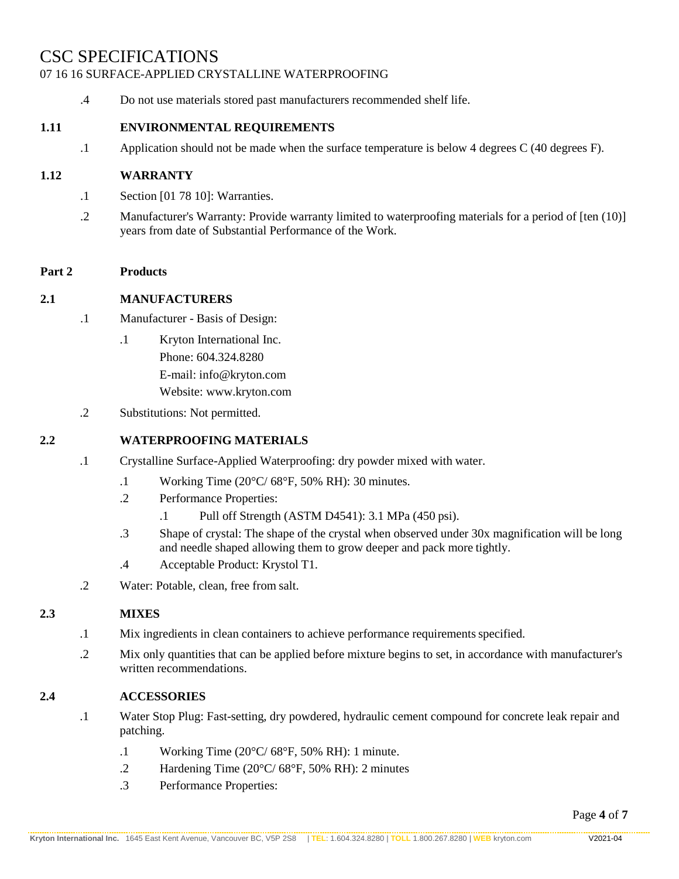.4 Do not use materials stored past manufacturers recommended shelf life.

### 1.11 ENVIRONMENTAL REQUIREMENTS

.1 Application should not be made when the surface temperature is below 4 degrees C (40 degrees F).

### 1.12 WARRANTY

.1 Section [01 78 10]: Warranties.

.2 Manufacturer's Warranty: Provide warranty limited to waterproofing materials for a period of [ten (10)] years from date of Substantial Performance of the Work.

## Part 2 Products

### 2.1 MANUFACTURERS

.1 Manufacturer - Basis of Design:

- .1 Kryton International Inc.
  Phone: 604.324.8280
  E-mail: info@kryton.com
  Website: www.kryton.com

.2 Substitutions: Not permitted.

### 2.2 WATERPROOFING MATERIALS

.1 Crystalline Surface-Applied Waterproofing: dry powder mixed with water.

- .1 Working Time (20°C/ 68°F, 50% RH): 30 minutes.
- .2 Performance Properties:
  - .1 Pull off Strength (ASTM D4541): 3.1 MPa (450 psi).
- .3 Shape of crystal: The shape of the crystal when observed under 30x magnification will be long and needle shaped allowing them to grow deeper and pack more tightly.
- .4 Acceptable Product: Krystol T1.

.2 Water: Potable, clean, free from salt.

### 2.3 MIXES

.1 Mix ingredients in clean containers to achieve performance requirements specified.

.2 Mix only quantities that can be applied before mixture begins to set, in accordance with manufacturer's written recommendations.

### 2.4 ACCESSORIES

.1 Water Stop Plug: Fast-setting, dry powdered, hydraulic cement compound for concrete leak repair and patching.

- .1 Working Time (20°C/ 68°F, 50% RH): 1 minute.
- .2 Hardening Time (20°C/ 68°F, 50% RH): 2 minutes
- .3 Performance Properties: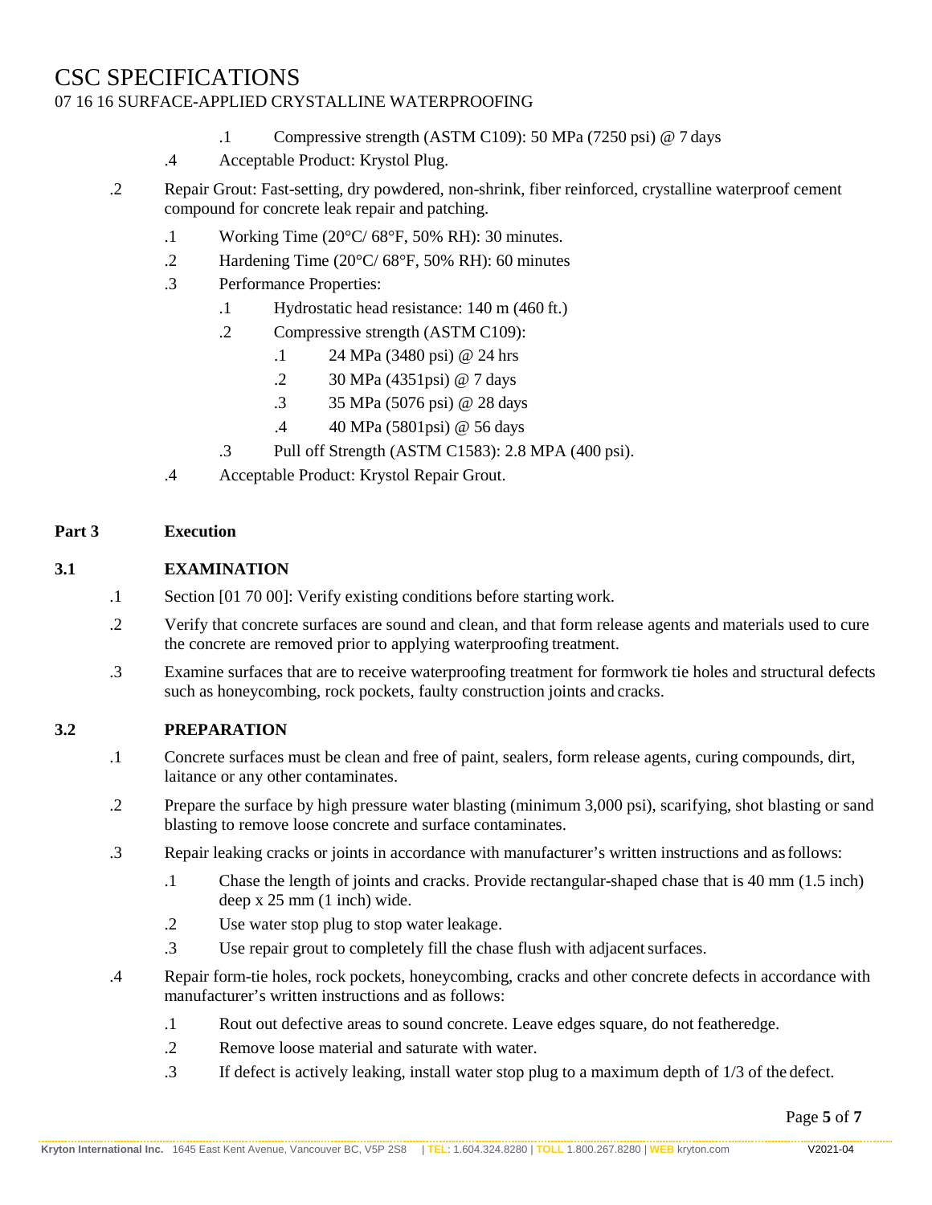.1 Compressive strength (ASTM C109): 50 MPa (7250 psi) @ 7 days

.4 Acceptable Product: Krystol Plug.

.2 Repair Grout: Fast-setting, dry powdered, non-shrink, fiber reinforced, crystalline waterproof cement compound for concrete leak repair and patching.

- .1 Working Time (20°C/ 68°F, 50% RH): 30 minutes.
- .2 Hardening Time (20°C/ 68°F, 50% RH): 60 minutes
- .3 Performance Properties:
  - .1 Hydrostatic head resistance: 140 m (460 ft.)
  - .2 Compressive strength (ASTM C109):
    - .1 24 MPa (3480 psi) @ 24 hrs
    - .2 30 MPa (4351psi) @ 7 days
    - .3 35 MPa (5076 psi) @ 28 days
    - .4 40 MPa (5801psi) @ 56 days
  - .3 Pull off Strength (ASTM C1583): 2.8 MPA (400 psi).
- .4 Acceptable Product: Krystol Repair Grout.

## Part 3 Execution

### 3.1 EXAMINATION

.1 Section [01 70 00]: Verify existing conditions before starting work.

.2 Verify that concrete surfaces are sound and clean, and that form release agents and materials used to cure the concrete are removed prior to applying waterproofing treatment.

.3 Examine surfaces that are to receive waterproofing treatment for formwork tie holes and structural defects such as honeycombing, rock pockets, faulty construction joints and cracks.

### 3.2 PREPARATION

.1 Concrete surfaces must be clean and free of paint, sealers, form release agents, curing compounds, dirt, laitance or any other contaminates.

.2 Prepare the surface by high pressure water blasting (minimum 3,000 psi), scarifying, shot blasting or sand blasting to remove loose concrete and surface contaminates.

.3 Repair leaking cracks or joints in accordance with manufacturer's written instructions and as follows:

- .1 Chase the length of joints and cracks. Provide rectangular-shaped chase that is 40 mm (1.5 inch) deep x 25 mm (1 inch) wide.
- .2 Use water stop plug to stop water leakage.
- .3 Use repair grout to completely fill the chase flush with adjacent surfaces.

.4 Repair form-tie holes, rock pockets, honeycombing, cracks and other concrete defects in accordance with manufacturer's written instructions and as follows:

- .1 Rout out defective areas to sound concrete. Leave edges square, do not featheredge.
- .2 Remove loose material and saturate with water.
- .3 If defect is actively leaking, install water stop plug to a maximum depth of 1/3 of the defect.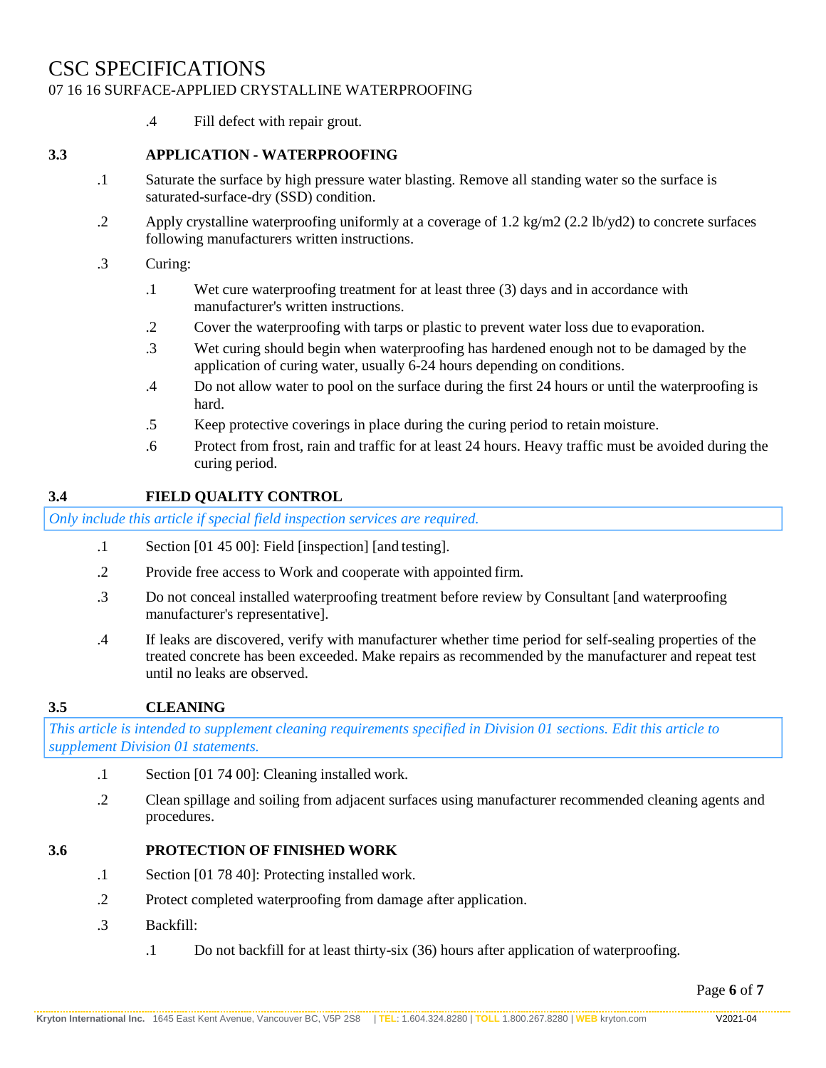.4 Fill defect with repair grout.

### 3.3 APPLICATION - WATERPROOFING

.1 Saturate the surface by high pressure water blasting. Remove all standing water so the surface is saturated-surface-dry (SSD) condition.

.2 Apply crystalline waterproofing uniformly at a coverage of 1.2 kg/m2 (2.2 lb/yd2) to concrete surfaces following manufacturers written instructions.

.3 Curing:

- .1 Wet cure waterproofing treatment for at least three (3) days and in accordance with manufacturer's written instructions.
- .2 Cover the waterproofing with tarps or plastic to prevent water loss due to evaporation.
- .3 Wet curing should begin when waterproofing has hardened enough not to be damaged by the application of curing water, usually 6-24 hours depending on conditions.
- .4 Do not allow water to pool on the surface during the first 24 hours or until the waterproofing is hard.
- .5 Keep protective coverings in place during the curing period to retain moisture.
- .6 Protect from frost, rain and traffic for at least 24 hours. Heavy traffic must be avoided during the curing period.

### 3.4 FIELD QUALITY CONTROL

*Only include this article if special field inspection services are required.*

.1 Section [01 45 00]: Field [inspection] [and testing].

.2 Provide free access to Work and cooperate with appointed firm.

.3 Do not conceal installed waterproofing treatment before review by Consultant [and waterproofing manufacturer's representative].

.4 If leaks are discovered, verify with manufacturer whether time period for self-sealing properties of the treated concrete has been exceeded. Make repairs as recommended by the manufacturer and repeat test until no leaks are observed.

### 3.5 CLEANING

*This article is intended to supplement cleaning requirements specified in Division 01 sections. Edit this article to supplement Division 01 statements.*

.1 Section [01 74 00]: Cleaning installed work.

.2 Clean spillage and soiling from adjacent surfaces using manufacturer recommended cleaning agents and procedures.

### 3.6 PROTECTION OF FINISHED WORK

.1 Section [01 78 40]: Protecting installed work.

.2 Protect completed waterproofing from damage after application.

.3 Backfill:

- .1 Do not backfill for at least thirty-six (36) hours after application of waterproofing.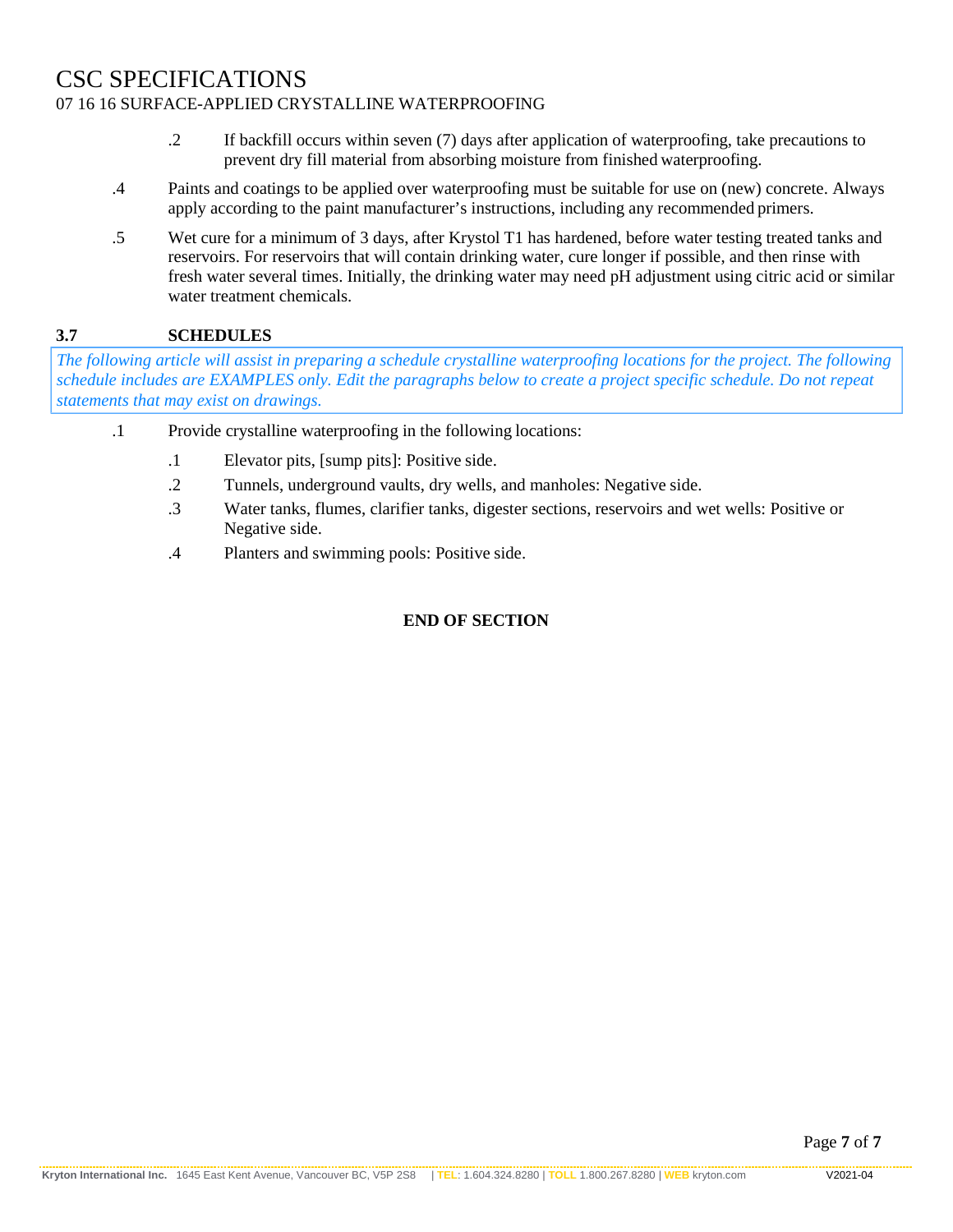.2 If backfill occurs within seven (7) days after application of waterproofing, take precautions to prevent dry fill material from absorbing moisture from finished waterproofing.

.4 Paints and coatings to be applied over waterproofing must be suitable for use on (new) concrete. Always apply according to the paint manufacturer's instructions, including any recommended primers.

.5 Wet cure for a minimum of 3 days, after Krystol T1 has hardened, before water testing treated tanks and reservoirs. For reservoirs that will contain drinking water, cure longer if possible, and then rinse with fresh water several times. Initially, the drinking water may need pH adjustment using citric acid or similar water treatment chemicals.

### 3.7 SCHEDULES

*The following article will assist in preparing a schedule crystalline waterproofing locations for the project. The following schedule includes are EXAMPLES only. Edit the paragraphs below to create a project specific schedule. Do not repeat statements that may exist on drawings.*

.1 Provide crystalline waterproofing in the following locations:

- .1 Elevator pits, [sump pits]: Positive side.
- .2 Tunnels, underground vaults, dry wells, and manholes: Negative side.
- .3 Water tanks, flumes, clarifier tanks, digester sections, reservoirs and wet wells: Positive or Negative side.
- .4 Planters and swimming pools: Positive side.

**END OF SECTION**